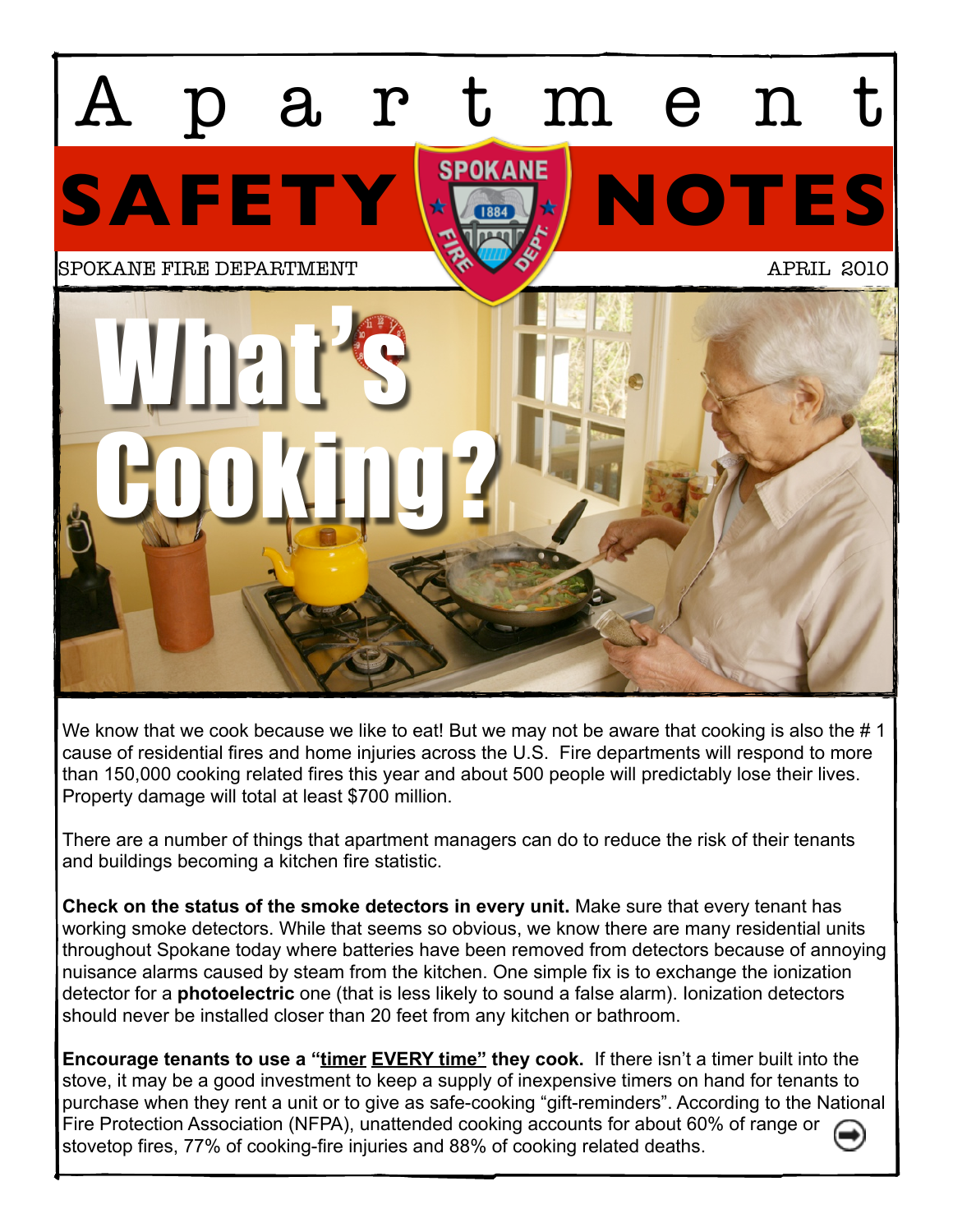# Apartment SAFETY NOTES

SPOKANE FIRE DEPARTMENT

APRIL 2010

## What's Cooking?

We know that we cook because we like to eat! But we may not be aware that cooking is also the # 1 cause of residential fires and home injuries across the U.S. Fire departments will respond to more than 150,000 cooking related fires this year and about 500 people will predictably lose their lives. Property damage will total at least $700 million.

There are a number of things that apartment managers can do to reduce the risk of their tenants and buildings becoming a kitchen fire statistic.

**Check on the status of the smoke detectors in every unit.** Make sure that every tenant has working smoke detectors. While that seems so obvious, we know there are many residential units throughout Spokane today where batteries have been removed from detectors because of annoying nuisance alarms caused by steam from the kitchen. One simple fix is to exchange the ionization detector for a **photoelectric** one (that is less likely to sound a false alarm). Ionization detectors should never be installed closer than 20 feet from any kitchen or bathroom.

**Encourage tenants to use a "timer EVERY time" they cook.** If there isn't a timer built into the stove, it may be a good investment to keep a supply of inexpensive timers on hand for tenants to purchase when they rent a unit or to give as safe-cooking "gift-reminders". According to the National Fire Protection Association (NFPA), unattended cooking accounts for about 60% of range or stovetop fires, 77% of cooking-fire injuries and 88% of cooking related deaths.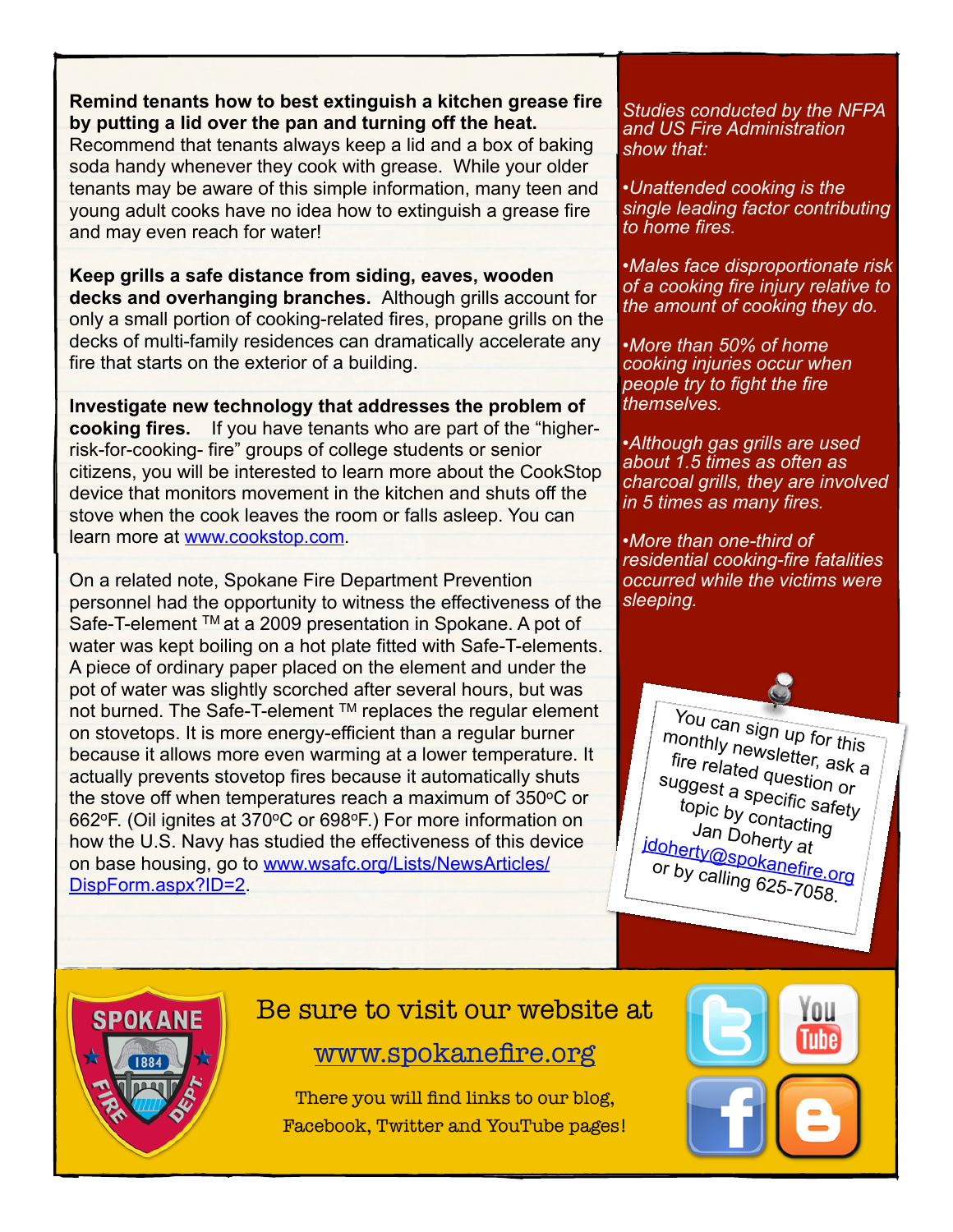**Remind tenants how to best extinguish a kitchen grease fire by putting a lid over the pan and turning off the heat.** Recommend that tenants always keep a lid and a box of baking soda handy whenever they cook with grease. While your older tenants may be aware of this simple information, many teen and young adult cooks have no idea how to extinguish a grease fire and may even reach for water!

**Keep grills a safe distance from siding, eaves, wooden decks and overhanging branches.** Although grills account for only a small portion of cooking-related fires, propane grills on the decks of multi-family residences can dramatically accelerate any fire that starts on the exterior of a building.

**Investigate new technology that addresses the problem of cooking fires.** If you have tenants who are part of the "higher-risk-for-cooking- fire" groups of college students or senior citizens, you will be interested to learn more about the CookStop device that monitors movement in the kitchen and shuts off the stove when the cook leaves the room or falls asleep. You can learn more at www.cookstop.com.

On a related note, Spokane Fire Department Prevention personnel had the opportunity to witness the effectiveness of the Safe-T-element ™ at a 2009 presentation in Spokane. A pot of water was kept boiling on a hot plate fitted with Safe-T-elements. A piece of ordinary paper placed on the element and under the pot of water was slightly scorched after several hours, but was not burned. The Safe-T-element ™ replaces the regular element on stovetops. It is more energy-efficient than a regular burner because it allows more even warming at a lower temperature. It actually prevents stovetop fires because it automatically shuts the stove off when temperatures reach a maximum of 350°C or 662°F. (Oil ignites at 370°C or 698°F.) For more information on how the U.S. Navy has studied the effectiveness of this device on base housing, go to www.wsafc.org/Lists/NewsArticles/DispForm.aspx?ID=2.

*Studies conducted by the NFPA and US Fire Administration show that:*

- *Unattended cooking is the single leading factor contributing to home fires.*
- *Males face disproportionate risk of a cooking fire injury relative to the amount of cooking they do.*
- *More than 50% of home cooking injuries occur when people try to fight the fire themselves.*
- *Although gas grills are used about 1.5 times as often as charcoal grills, they are involved in 5 times as many fires.*
- *More than one-third of residential cooking-fire fatalities occurred while the victims were sleeping.*

You can sign up for this monthly newsletter, ask a fire related question or suggest a specific safety topic by contacting Jan Doherty at jdoherty@spokanefire.org or by calling 625-7058.

Be sure to visit our website at

www.spokanefire.org

There you will find links to our blog, Facebook, Twitter and YouTube pages!